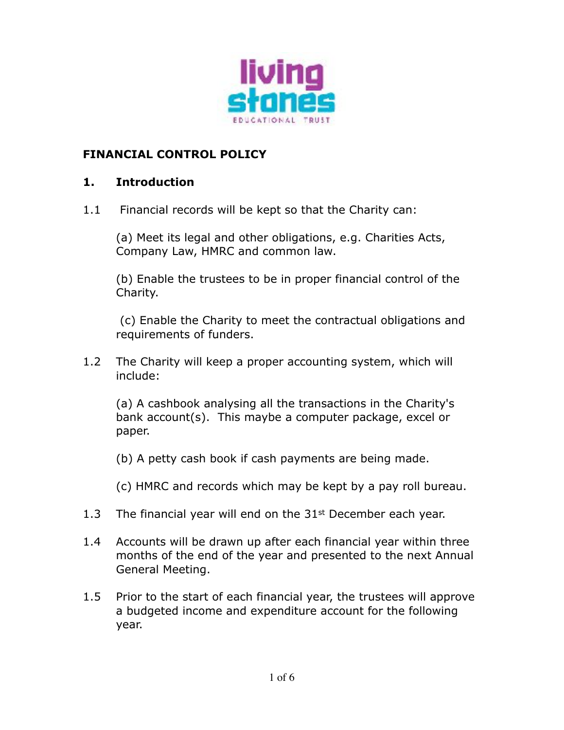**FINANCIAL CONTROL POLICY**

## 1. Introduction

1.1 Financial records will be kept so that the Charity can:

(a) Meet its legal and other obligations, e.g. Charities Acts, Company Law, HMRC and common law.

(b) Enable the trustees to be in proper financial control of the Charity.

(c) Enable the Charity to meet the contractual obligations and requirements of funders.

1.2 The Charity will keep a proper accounting system, which will include:

(a) A cashbook analysing all the transactions in the Charity's bank account(s). This maybe a computer package, excel or paper.

(b) A petty cash book if cash payments are being made.

(c) HMRC and records which may be kept by a pay roll bureau.

1.3 The financial year will end on the 31st December each year.

1.4 Accounts will be drawn up after each financial year within three months of the end of the year and presented to the next Annual General Meeting.

1.5 Prior to the start of each financial year, the trustees will approve a budgeted income and expenditure account for the following year.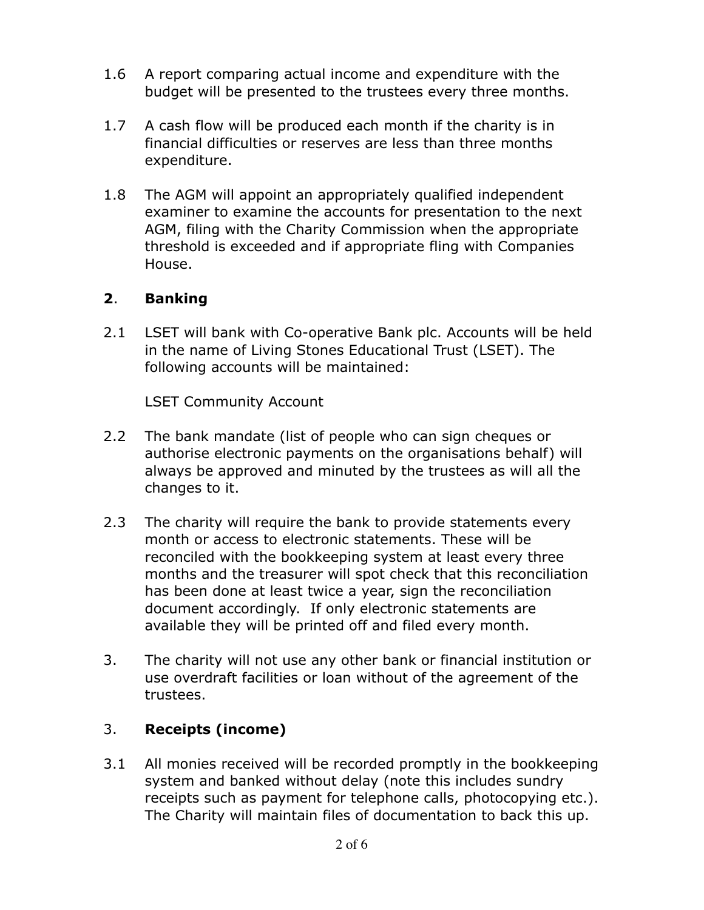1.6 A report comparing actual income and expenditure with the budget will be presented to the trustees every three months.

1.7 A cash flow will be produced each month if the charity is in financial difficulties or reserves are less than three months expenditure.

1.8 The AGM will appoint an appropriately qualified independent examiner to examine the accounts for presentation to the next AGM, filing with the Charity Commission when the appropriate threshold is exceeded and if appropriate fling with Companies House.

## 2. Banking

2.1 LSET will bank with Co-operative Bank plc. Accounts will be held in the name of Living Stones Educational Trust (LSET). The following accounts will be maintained:

LSET Community Account

2.2 The bank mandate (list of people who can sign cheques or authorise electronic payments on the organisations behalf) will always be approved and minuted by the trustees as will all the changes to it.

2.3 The charity will require the bank to provide statements every month or access to electronic statements. These will be reconciled with the bookkeeping system at least every three months and the treasurer will spot check that this reconciliation has been done at least twice a year, sign the reconciliation document accordingly. If only electronic statements are available they will be printed off and filed every month.

3. The charity will not use any other bank or financial institution or use overdraft facilities or loan without of the agreement of the trustees.

## 3. Receipts (income)

3.1 All monies received will be recorded promptly in the bookkeeping system and banked without delay (note this includes sundry receipts such as payment for telephone calls, photocopying etc.). The Charity will maintain files of documentation to back this up.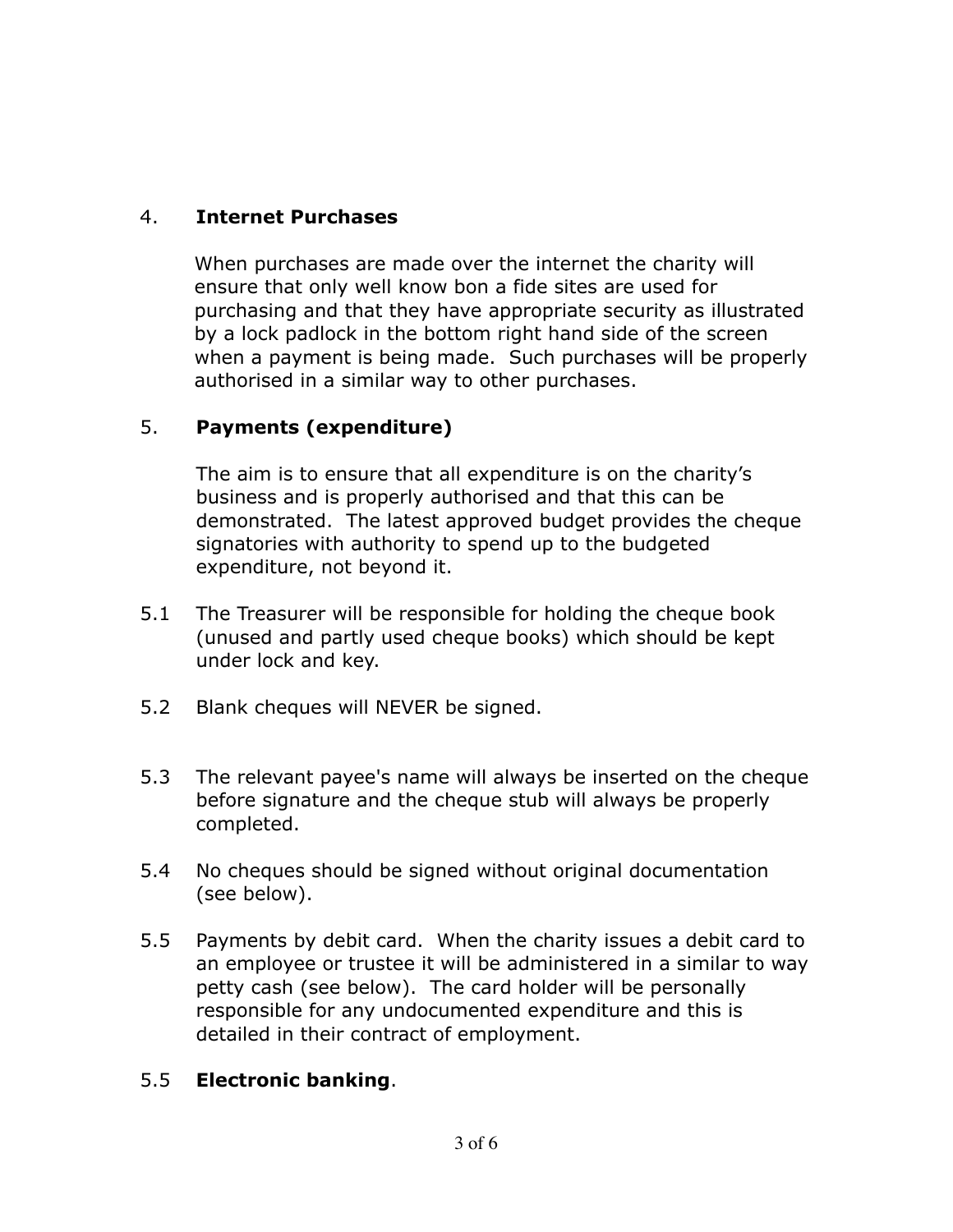## 4. **Internet Purchases**

When purchases are made over the internet the charity will ensure that only well know bon a fide sites are used for purchasing and that they have appropriate security as illustrated by a lock padlock in the bottom right hand side of the screen when a payment is being made. Such purchases will be properly authorised in a similar way to other purchases.

## 5. **Payments (expenditure)**

The aim is to ensure that all expenditure is on the charity's business and is properly authorised and that this can be demonstrated. The latest approved budget provides the cheque signatories with authority to spend up to the budgeted expenditure, not beyond it.

5.1 The Treasurer will be responsible for holding the cheque book (unused and partly used cheque books) which should be kept under lock and key.

5.2 Blank cheques will NEVER be signed.

5.3 The relevant payee's name will always be inserted on the cheque before signature and the cheque stub will always be properly completed.

5.4 No cheques should be signed without original documentation (see below).

5.5 Payments by debit card. When the charity issues a debit card to an employee or trustee it will be administered in a similar to way petty cash (see below). The card holder will be personally responsible for any undocumented expenditure and this is detailed in their contract of employment.

5.5 **Electronic banking**.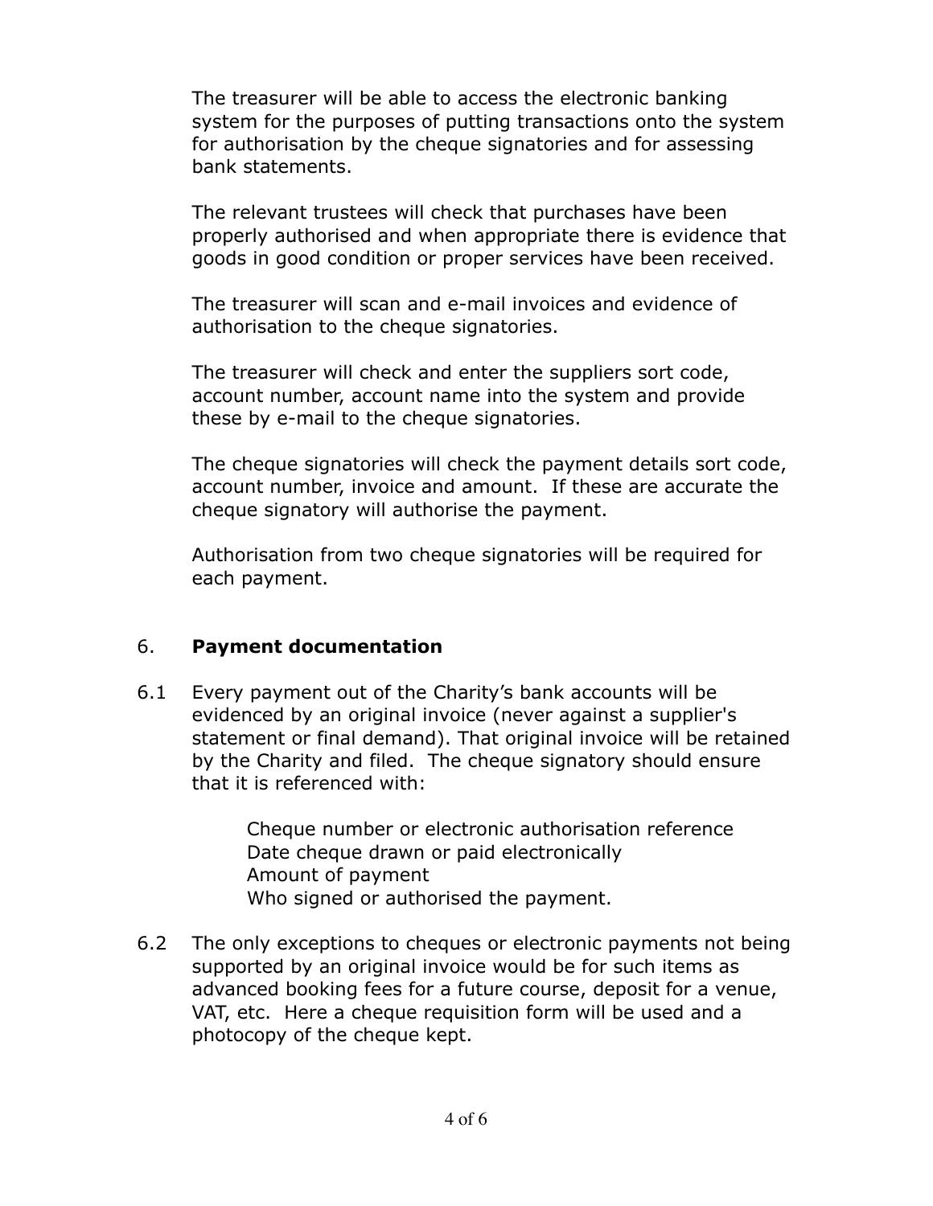The treasurer will be able to access the electronic banking system for the purposes of putting transactions onto the system for authorisation by the cheque signatories and for assessing bank statements.

The relevant trustees will check that purchases have been properly authorised and when appropriate there is evidence that goods in good condition or proper services have been received.

The treasurer will scan and e-mail invoices and evidence of authorisation to the cheque signatories.

The treasurer will check and enter the suppliers sort code, account number, account name into the system and provide these by e-mail to the cheque signatories.

The cheque signatories will check the payment details sort code, account number, invoice and amount. If these are accurate the cheque signatory will authorise the payment.

Authorisation from two cheque signatories will be required for each payment.

## 6. **Payment documentation**

6.1 Every payment out of the Charity's bank accounts will be evidenced by an original invoice (never against a supplier's statement or final demand). That original invoice will be retained by the Charity and filed. The cheque signatory should ensure that it is referenced with:

> Cheque number or electronic authorisation reference
> Date cheque drawn or paid electronically
> Amount of payment
> Who signed or authorised the payment.

6.2 The only exceptions to cheques or electronic payments not being supported by an original invoice would be for such items as advanced booking fees for a future course, deposit for a venue, VAT, etc. Here a cheque requisition form will be used and a photocopy of the cheque kept.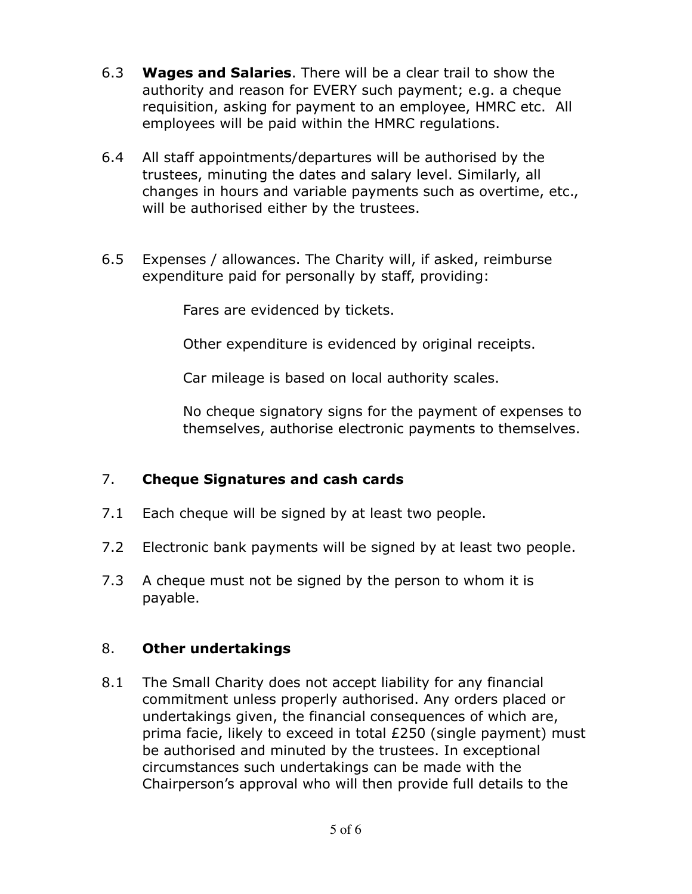6.3 **Wages and Salaries**. There will be a clear trail to show the authority and reason for EVERY such payment; e.g. a cheque requisition, asking for payment to an employee, HMRC etc. All employees will be paid within the HMRC regulations.

6.4 All staff appointments/departures will be authorised by the trustees, minuting the dates and salary level. Similarly, all changes in hours and variable payments such as overtime, etc., will be authorised either by the trustees.

6.5 Expenses / allowances. The Charity will, if asked, reimburse expenditure paid for personally by staff, providing:

Fares are evidenced by tickets.

Other expenditure is evidenced by original receipts.

Car mileage is based on local authority scales.

No cheque signatory signs for the payment of expenses to themselves, authorise electronic payments to themselves.

## 7. **Cheque Signatures and cash cards**

7.1 Each cheque will be signed by at least two people.

7.2 Electronic bank payments will be signed by at least two people.

7.3 A cheque must not be signed by the person to whom it is payable.

## 8. **Other undertakings**

8.1 The Small Charity does not accept liability for any financial commitment unless properly authorised. Any orders placed or undertakings given, the financial consequences of which are, prima facie, likely to exceed in total £250 (single payment) must be authorised and minuted by the trustees. In exceptional circumstances such undertakings can be made with the Chairperson's approval who will then provide full details to the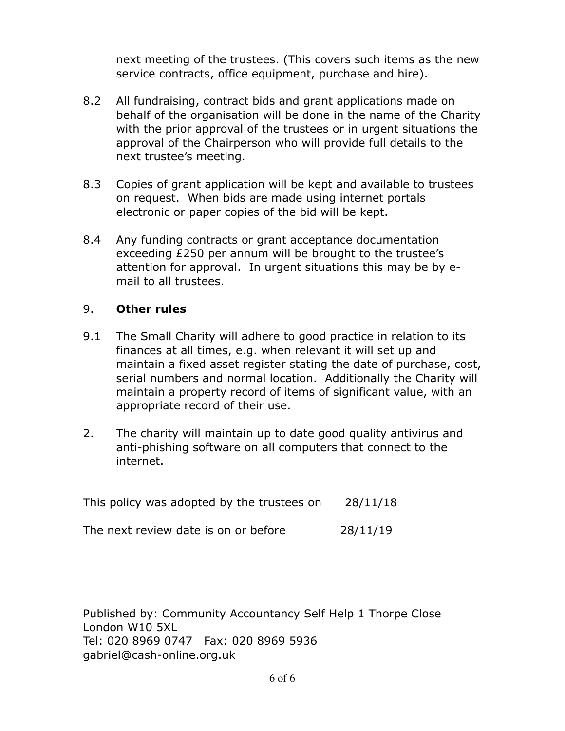next meeting of the trustees. (This covers such items as the new service contracts, office equipment, purchase and hire).

8.2 All fundraising, contract bids and grant applications made on behalf of the organisation will be done in the name of the Charity with the prior approval of the trustees or in urgent situations the approval of the Chairperson who will provide full details to the next trustee's meeting.

8.3 Copies of grant application will be kept and available to trustees on request. When bids are made using internet portals electronic or paper copies of the bid will be kept.

8.4 Any funding contracts or grant acceptance documentation exceeding £250 per annum will be brought to the trustee's attention for approval. In urgent situations this may be by e-mail to all trustees.

## 9. **Other rules**

9.1 The Small Charity will adhere to good practice in relation to its finances at all times, e.g. when relevant it will set up and maintain a fixed asset register stating the date of purchase, cost, serial numbers and normal location. Additionally the Charity will maintain a property record of items of significant value, with an appropriate record of their use.

2. The charity will maintain up to date good quality antivirus and anti-phishing software on all computers that connect to the internet.

This policy was adopted by the trustees on 28/11/18

The next review date is on or before 28/11/19

Published by: Community Accountancy Self Help 1 Thorpe Close London W10 5XL
Tel: 020 8969 0747 Fax: 020 8969 5936
gabriel@cash-online.org.uk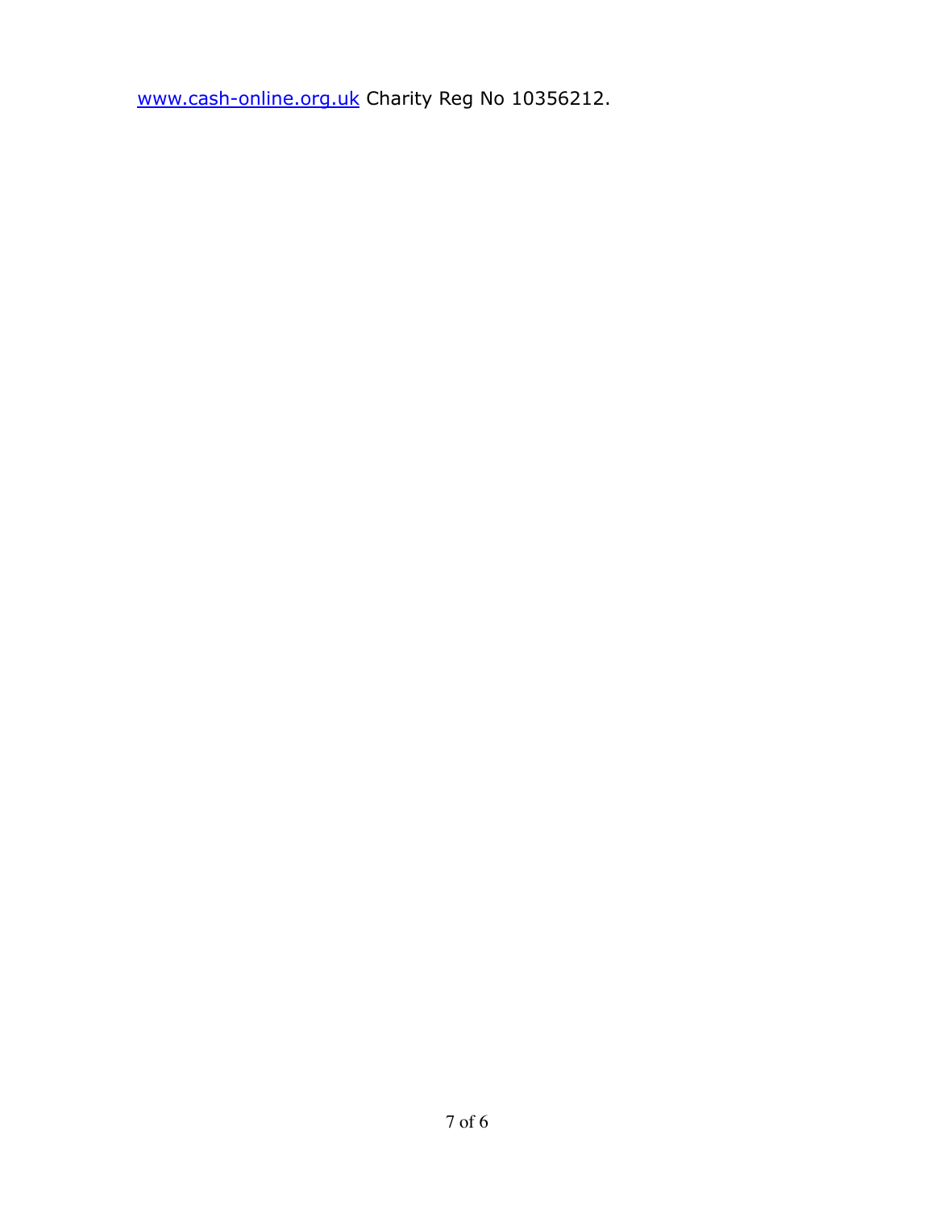[www.cash-online.org.uk](http://www.cash-online.org.uk) Charity Reg No 10356212.